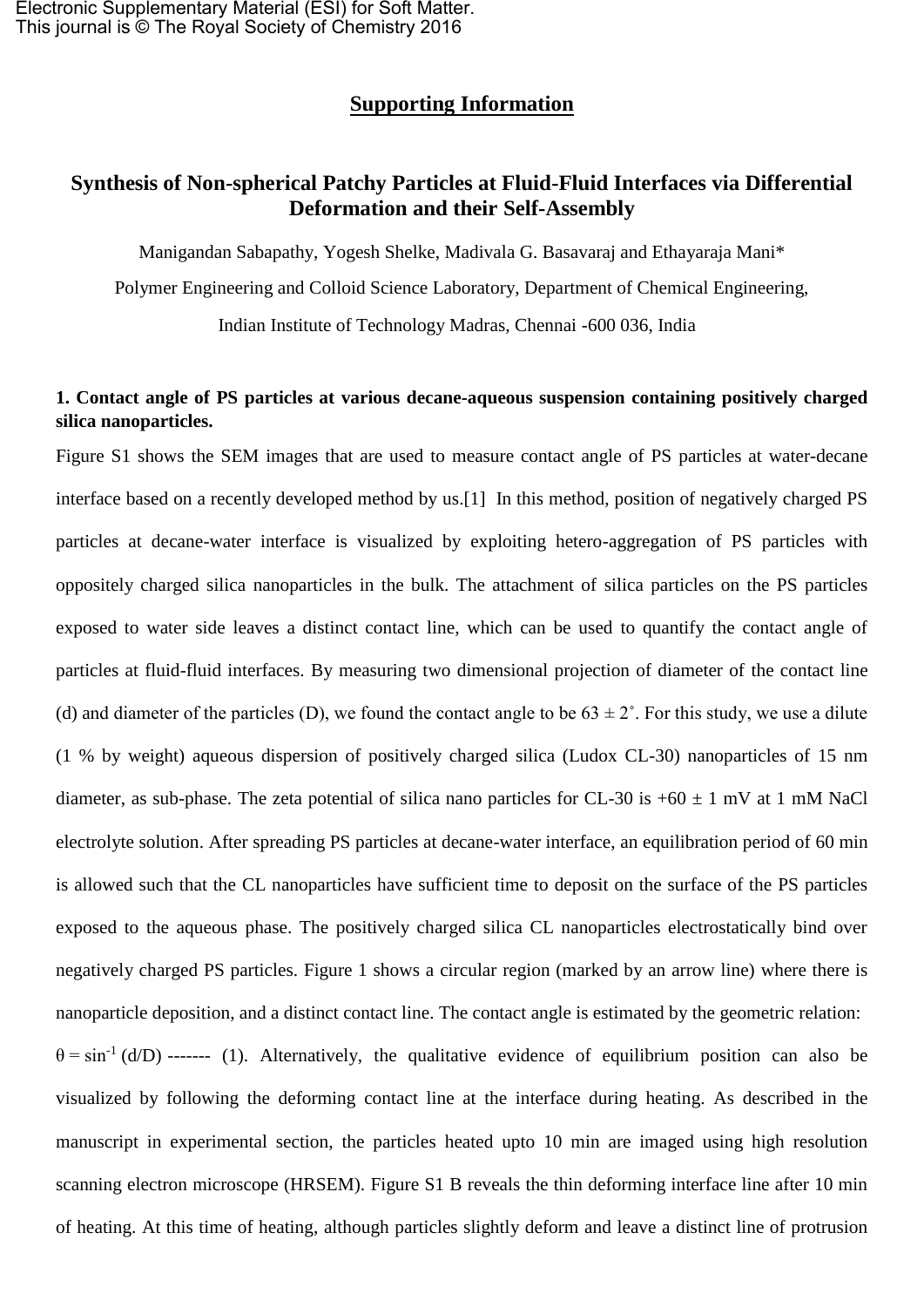## Supporting Information

# Synthesis of Non-spherical Patchy Particles at Fluid-Fluid Interfaces via Differential Deformation and their Self-Assembly

Manigandan Sabapathy, Yogesh Shelke, Madivala G. Basavaraj and Ethayaraja Mani*

Polymer Engineering and Colloid Science Laboratory, Department of Chemical Engineering,

Indian Institute of Technology Madras, Chennai -600 036, India

**1. Contact angle of PS particles at various decane-aqueous suspension containing positively charged silica nanoparticles.**

Figure S1 shows the SEM images that are used to measure contact angle of PS particles at water-decane interface based on a recently developed method by us.[1] In this method, position of negatively charged PS particles at decane-water interface is visualized by exploiting hetero-aggregation of PS particles with oppositely charged silica nanoparticles in the bulk. The attachment of silica particles on the PS particles exposed to water side leaves a distinct contact line, which can be used to quantify the contact angle of particles at fluid-fluid interfaces. By measuring two dimensional projection of diameter of the contact line (d) and diameter of the particles (D), we found the contact angle to be 63 ± 2˚. For this study, we use a dilute (1 % by weight) aqueous dispersion of positively charged silica (Ludox CL-30) nanoparticles of 15 nm diameter, as sub-phase. The zeta potential of silica nano particles for CL-30 is +60 ± 1 mV at 1 mM NaCl electrolyte solution. After spreading PS particles at decane-water interface, an equilibration period of 60 min is allowed such that the CL nanoparticles have sufficient time to deposit on the surface of the PS particles exposed to the aqueous phase. The positively charged silica CL nanoparticles electrostatically bind over negatively charged PS particles. Figure 1 shows a circular region (marked by an arrow line) where there is nanoparticle deposition, and a distinct contact line. The contact angle is estimated by the geometric relation: $\theta = \sin^{-1}(d/D)$ ------- (1). Alternatively, the qualitative evidence of equilibrium position can also be visualized by following the deforming contact line at the interface during heating. As described in the manuscript in experimental section, the particles heated upto 10 min are imaged using high resolution scanning electron microscope (HRSEM). Figure S1 B reveals the thin deforming interface line after 10 min of heating. At this time of heating, although particles slightly deform and leave a distinct line of protrusion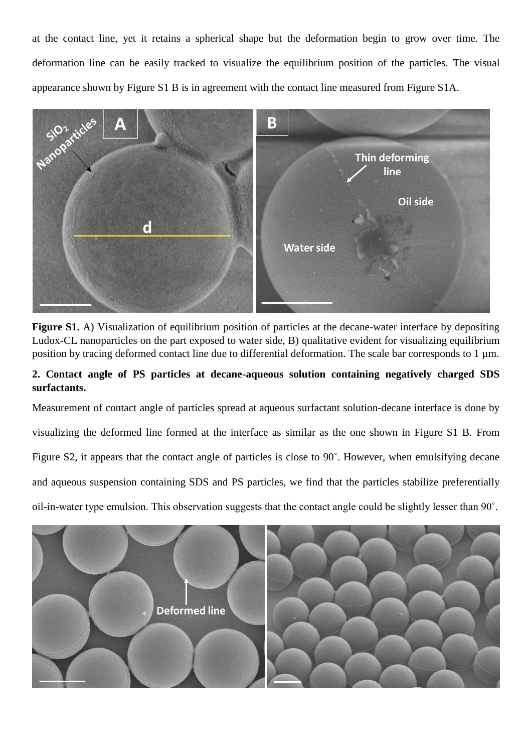at the contact line, yet it retains a spherical shape but the deformation begin to grow over time. The deformation line can be easily tracked to visualize the equilibrium position of the particles. The visual appearance shown by Figure S1 B is in agreement with the contact line measured from Figure S1A.

**Figure S1.** A) Visualization of equilibrium position of particles at the decane-water interface by depositing Ludox-CL nanoparticles on the part exposed to water side, B) qualitative evident for visualizing equilibrium position by tracing deformed contact line due to differential deformation. The scale bar corresponds to 1 µm.

**2. Contact angle of PS particles at decane-aqueous solution containing negatively charged SDS surfactants.**

Measurement of contact angle of particles spread at aqueous surfactant solution-decane interface is done by visualizing the deformed line formed at the interface as similar as the one shown in Figure S1 B. From Figure S2, it appears that the contact angle of particles is close to 90˚. However, when emulsifying decane and aqueous suspension containing SDS and PS particles, we find that the particles stabilize preferentially oil-in-water type emulsion. This observation suggests that the contact angle could be slightly lesser than 90˚.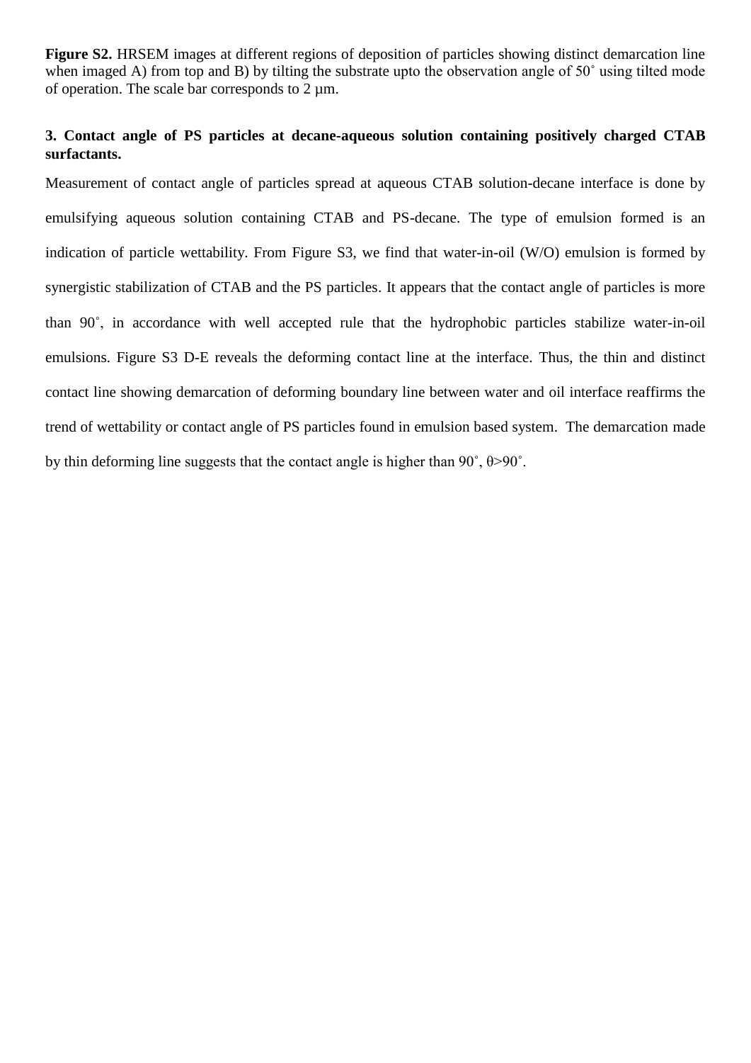**Figure S2.** HRSEM images at different regions of deposition of particles showing distinct demarcation line when imaged A) from top and B) by tilting the substrate upto the observation angle of 50˚ using tilted mode of operation. The scale bar corresponds to 2 µm.

### 3. Contact angle of PS particles at decane-aqueous solution containing positively charged CTAB surfactants.

Measurement of contact angle of particles spread at aqueous CTAB solution-decane interface is done by emulsifying aqueous solution containing CTAB and PS-decane. The type of emulsion formed is an indication of particle wettability. From Figure S3, we find that water-in-oil (W/O) emulsion is formed by synergistic stabilization of CTAB and the PS particles. It appears that the contact angle of particles is more than 90˚, in accordance with well accepted rule that the hydrophobic particles stabilize water-in-oil emulsions. Figure S3 D-E reveals the deforming contact line at the interface. Thus, the thin and distinct contact line showing demarcation of deforming boundary line between water and oil interface reaffirms the trend of wettability or contact angle of PS particles found in emulsion based system. The demarcation made by thin deforming line suggests that the contact angle is higher than 90˚, $\theta > 90˚$.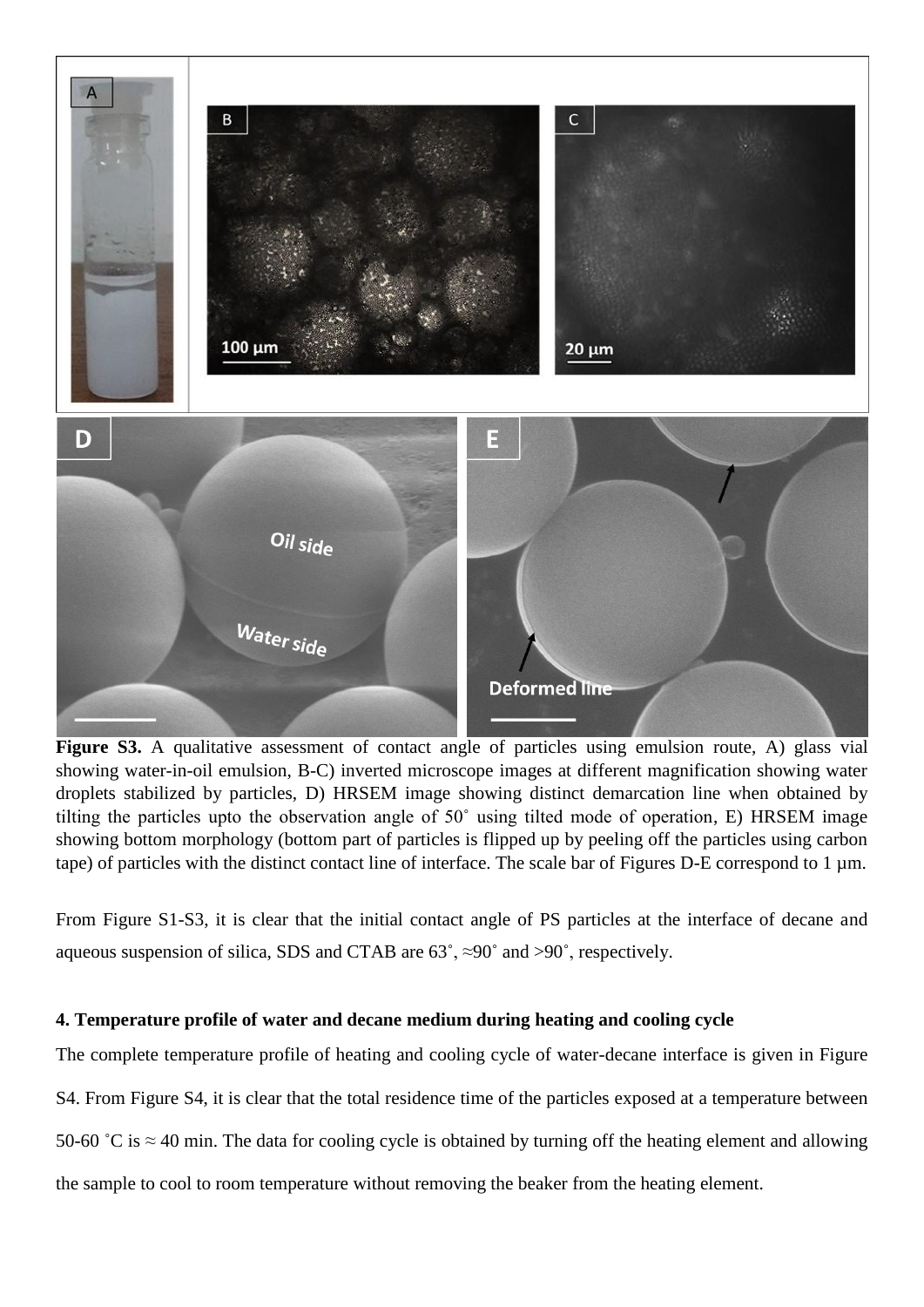**Figure S3.** A qualitative assessment of contact angle of particles using emulsion route, A) glass vial showing water-in-oil emulsion, B-C) inverted microscope images at different magnification showing water droplets stabilized by particles, D) HRSEM image showing distinct demarcation line when obtained by tilting the particles upto the observation angle of 50˚ using tilted mode of operation, E) HRSEM image showing bottom morphology (bottom part of particles is flipped up by peeling off the particles using carbon tape) of particles with the distinct contact line of interface. The scale bar of Figures D-E correspond to 1 µm.

From Figure S1-S3, it is clear that the initial contact angle of PS particles at the interface of decane and aqueous suspension of silica, SDS and CTAB are 63˚, ≈90˚ and >90˚, respectively.

### 4. Temperature profile of water and decane medium during heating and cooling cycle

The complete temperature profile of heating and cooling cycle of water-decane interface is given in Figure S4. From Figure S4, it is clear that the total residence time of the particles exposed at a temperature between 50-60 ˚C is ≈ 40 min. The data for cooling cycle is obtained by turning off the heating element and allowing the sample to cool to room temperature without removing the beaker from the heating element.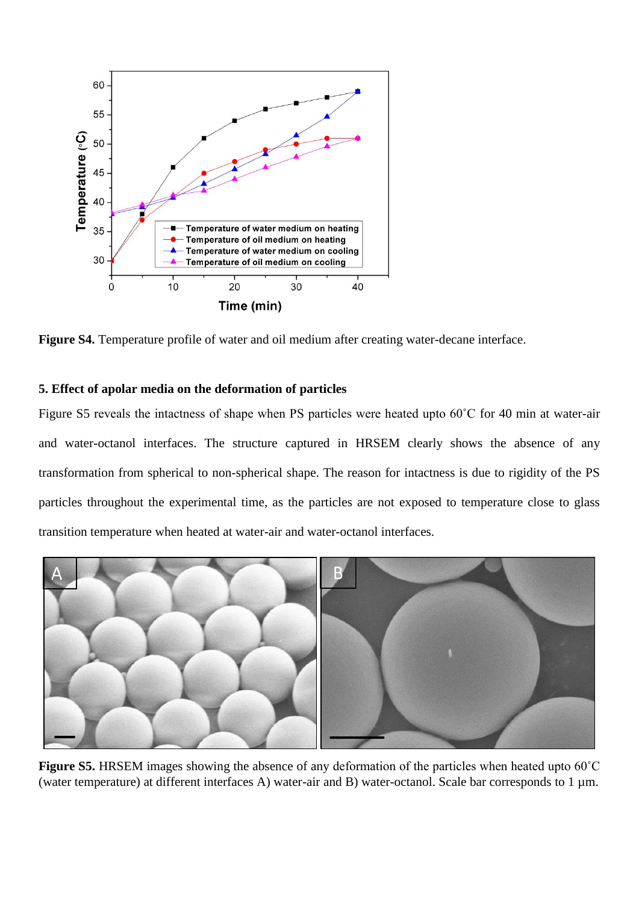**Figure S4.** Temperature profile of water and oil medium after creating water-decane interface.

### 5. Effect of apolar media on the deformation of particles

Figure S5 reveals the intactness of shape when PS particles were heated upto 60˚C for 40 min at water-air and water-octanol interfaces. The structure captured in HRSEM clearly shows the absence of any transformation from spherical to non-spherical shape. The reason for intactness is due to rigidity of the PS particles throughout the experimental time, as the particles are not exposed to temperature close to glass transition temperature when heated at water-air and water-octanol interfaces.

**Figure S5.** HRSEM images showing the absence of any deformation of the particles when heated upto 60˚C (water temperature) at different interfaces A) water-air and B) water-octanol. Scale bar corresponds to 1 µm.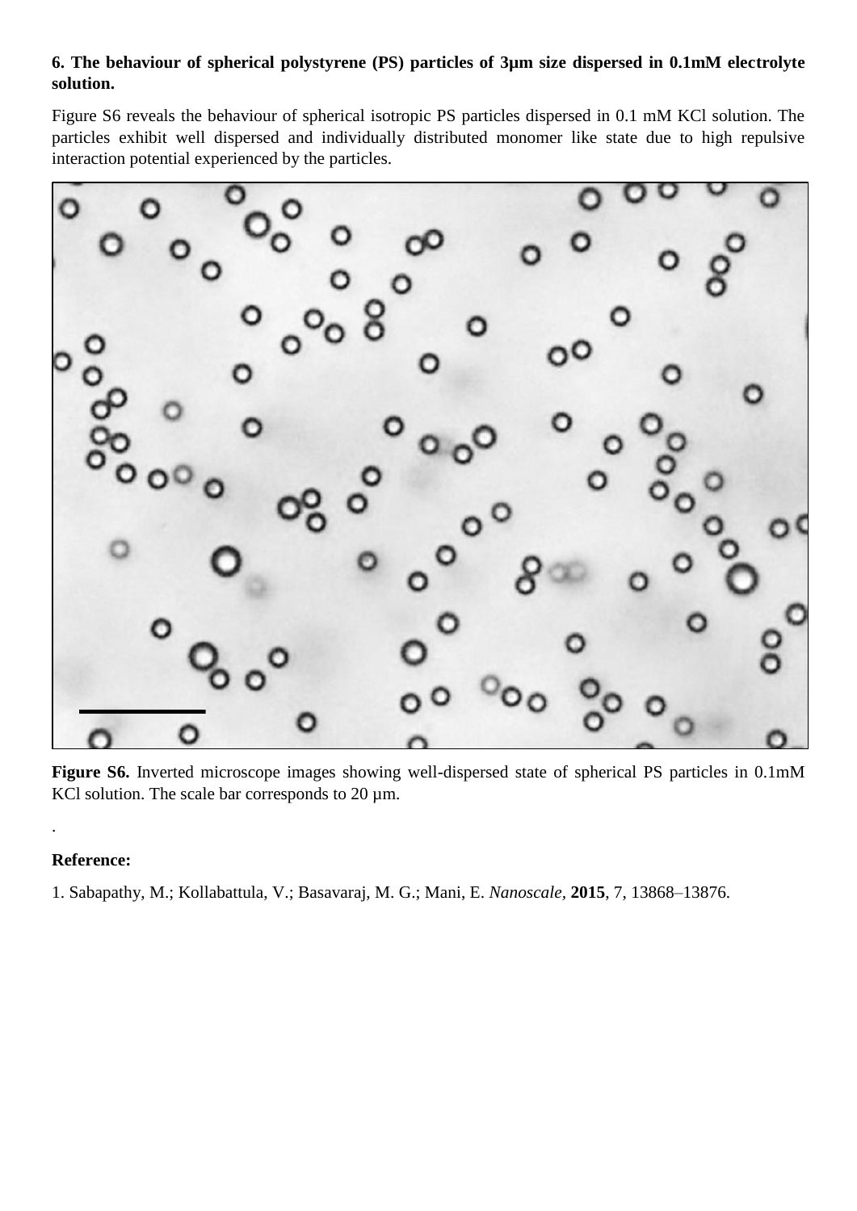**6. The behaviour of spherical polystyrene (PS) particles of 3µm size dispersed in 0.1mM electrolyte solution.**

Figure S6 reveals the behaviour of spherical isotropic PS particles dispersed in 0.1 mM KCl solution. The particles exhibit well dispersed and individually distributed monomer like state due to high repulsive interaction potential experienced by the particles.

**Figure S6.** Inverted microscope images showing well-dispersed state of spherical PS particles in 0.1mM KCl solution. The scale bar corresponds to 20 µm.

.

**Reference:**

1. Sabapathy, M.; Kollabattula, V.; Basavaraj, M. G.; Mani, E. *Nanoscale*, **2015**, 7, 13868–13876.